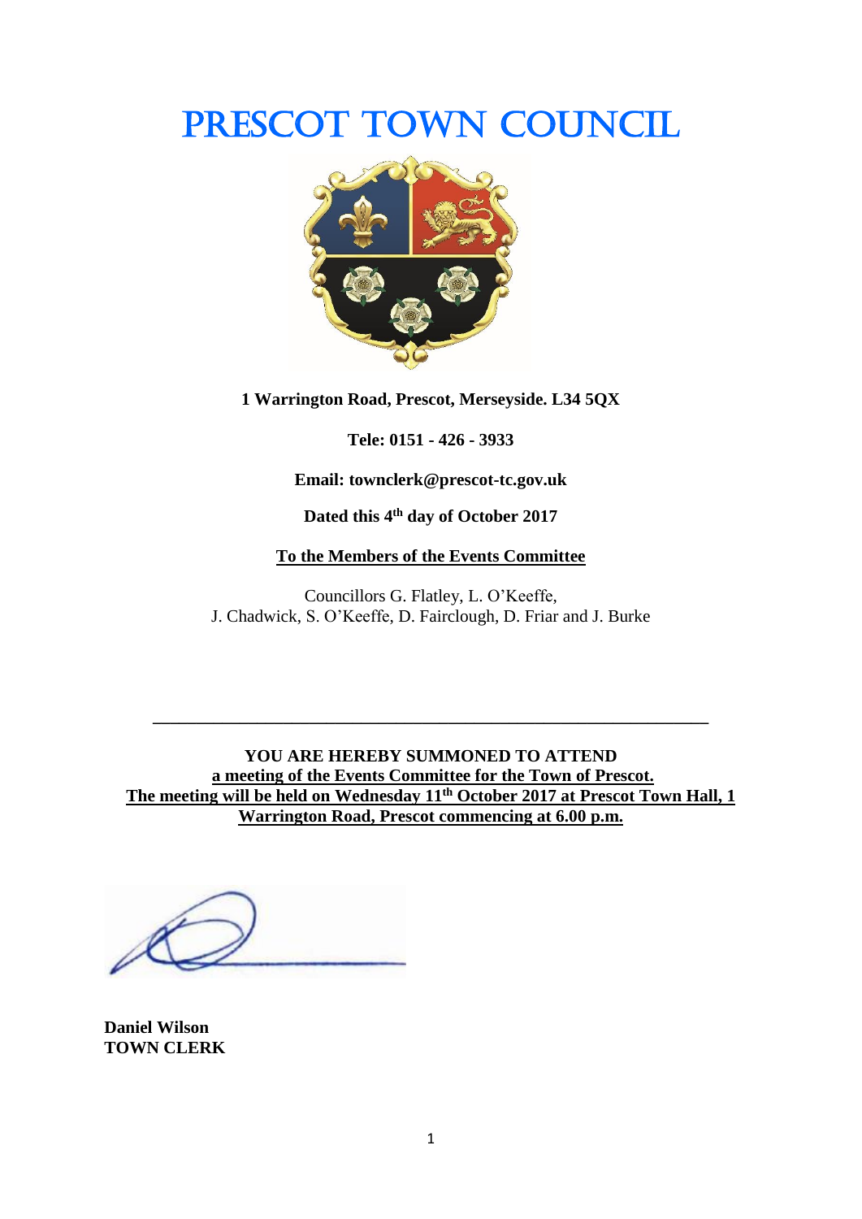# PRESCOT TOWN COUNCIL

**1 Warrington Road, Prescot, Merseyside. L34 5QX**

**Tele: 0151 - 426 - 3933**

**Email: townclerk@prescot-tc.gov.uk**

**Dated this 4th day of October 2017**

**To the Members of the Events Committee**

Councillors G. Flatley, L. O'Keeffe,
J. Chadwick, S. O'Keeffe, D. Fairclough, D. Friar and J. Burke

---

**YOU ARE HEREBY SUMMONED TO ATTEND**
**a meeting of the Events Committee for the Town of Prescot.**
**The meeting will be held on Wednesday 11th October 2017 at Prescot Town Hall, 1 Warrington Road, Prescot commencing at 6.00 p.m.**

**Daniel Wilson**
**TOWN CLERK**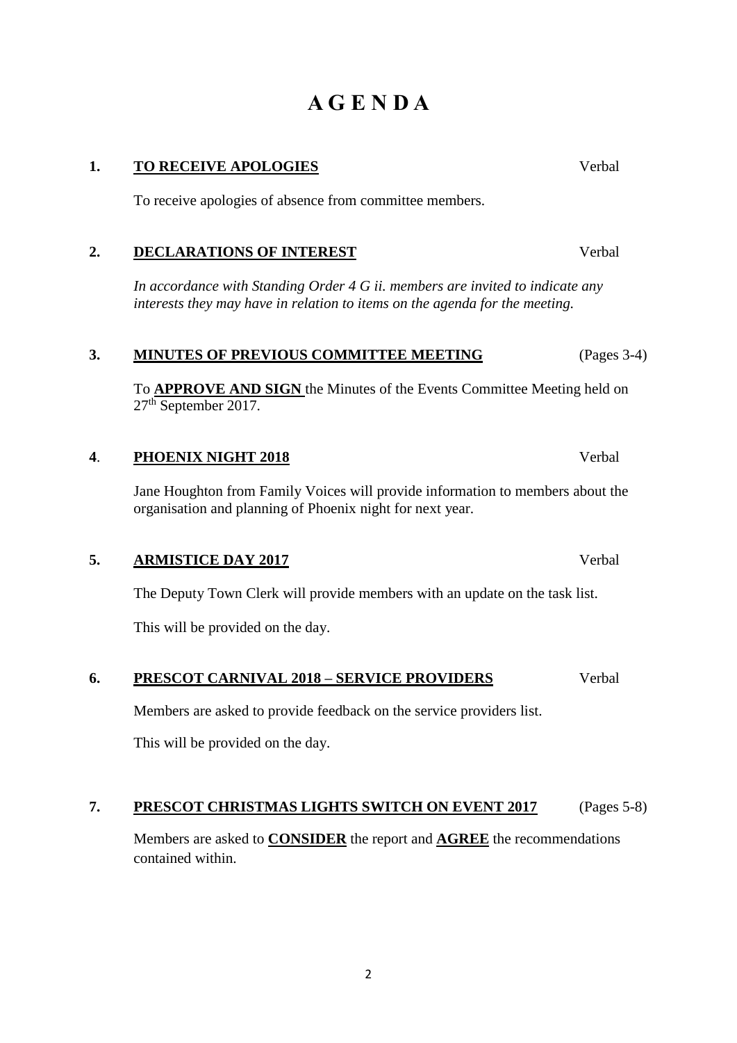# A G E N D A

**1. <u>TO RECEIVE APOLOGIES</u>** Verbal

To receive apologies of absence from committee members.

**2. <u>DECLARATIONS OF INTEREST</u>** Verbal

*In accordance with Standing Order 4 G ii. members are invited to indicate any interests they may have in relation to items on the agenda for the meeting.*

**3. <u>MINUTES OF PREVIOUS COMMITTEE MEETING</u>** (Pages 3-4)

To **<u>APPROVE AND SIGN</u>** the Minutes of the Events Committee Meeting held on 27th September 2017.

**4. <u>PHOENIX NIGHT 2018</u>** Verbal

Jane Houghton from Family Voices will provide information to members about the organisation and planning of Phoenix night for next year.

**5. <u>ARMISTICE DAY 2017</u>** Verbal

The Deputy Town Clerk will provide members with an update on the task list.

This will be provided on the day.

**6. <u>PRESCOT CARNIVAL 2018 – SERVICE PROVIDERS</u>** Verbal

Members are asked to provide feedback on the service providers list.

This will be provided on the day.

**7. <u>PRESCOT CHRISTMAS LIGHTS SWITCH ON EVENT 2017</u>** (Pages 5-8)

Members are asked to **<u>CONSIDER</u>** the report and **<u>AGREE</u>** the recommendations contained within.